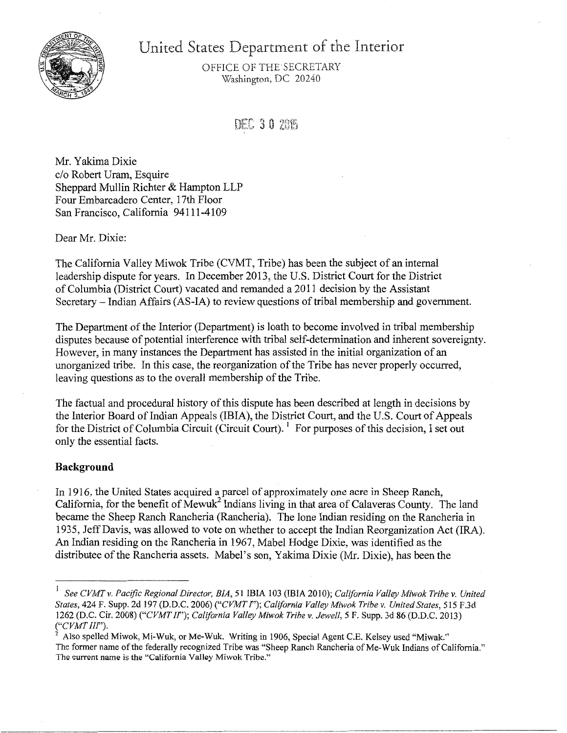# United States Department of the Interior

OFFICE OF THE SECRETARY
Washington, DC 20240

DEC 30 2015

Mr. Yakima Dixie
c/o Robert Uram, Esquire
Sheppard Mullin Richter & Hampton LLP
Four Embarcadero Center, 17th Floor
San Francisco, California 94111-4109

Dear Mr. Dixie:

The California Valley Miwok Tribe (CVMT, Tribe) has been the subject of an internal leadership dispute for years. In December 2013, the U.S. District Court for the District of Columbia (District Court) vacated and remanded a 2011 decision by the Assistant Secretary – Indian Affairs (AS-IA) to review questions of tribal membership and government.

The Department of the Interior (Department) is loath to become involved in tribal membership disputes because of potential interference with tribal self-determination and inherent sovereignty. However, in many instances the Department has assisted in the initial organization of an unorganized tribe. In this case, the reorganization of the Tribe has never properly occurred, leaving questions as to the overall membership of the Tribe.

The factual and procedural history of this dispute has been described at length in decisions by the Interior Board of Indian Appeals (IBIA), the District Court, and the U.S. Court of Appeals for the District of Columbia Circuit (Circuit Court).[1] For purposes of this decision, I set out only the essential facts.

## Background

In 1916, the United States acquired a parcel of approximately one acre in Sheep Ranch, California, for the benefit of Mewuk[2] Indians living in that area of Calaveras County. The land became the Sheep Ranch Rancheria (Rancheria). The lone Indian residing on the Rancheria in 1935, Jeff Davis, was allowed to vote on whether to accept the Indian Reorganization Act (IRA). An Indian residing on the Rancheria in 1967, Mabel Hodge Dixie, was identified as the distributee of the Rancheria assets. Mabel's son, Yakima Dixie (Mr. Dixie), has been the

---

[1] See *CVMT v. Pacific Regional Director, BIA*, 51 IBIA 103 (IBIA 2010); *California Valley Miwok Tribe v. United States*, 424 F. Supp. 2d 197 (D.D.C. 2006) ("*CVMT I*"); *California Valley Miwok Tribe v. United States*, 515 F.3d 1262 (D.C. Cir. 2008) ("*CVMT II*"); *California Valley Miwok Tribe v. Jewell*, 5 F. Supp. 3d 86 (D.D.C. 2013) ("*CVMT III*").

[2] Also spelled Miwok, Mi-Wuk, or Me-Wuk. Writing in 1906, Special Agent C.E. Kelsey used "Miwak." The former name of the federally recognized Tribe was "Sheep Ranch Rancheria of Me-Wuk Indians of California." The current name is the "California Valley Miwok Tribe."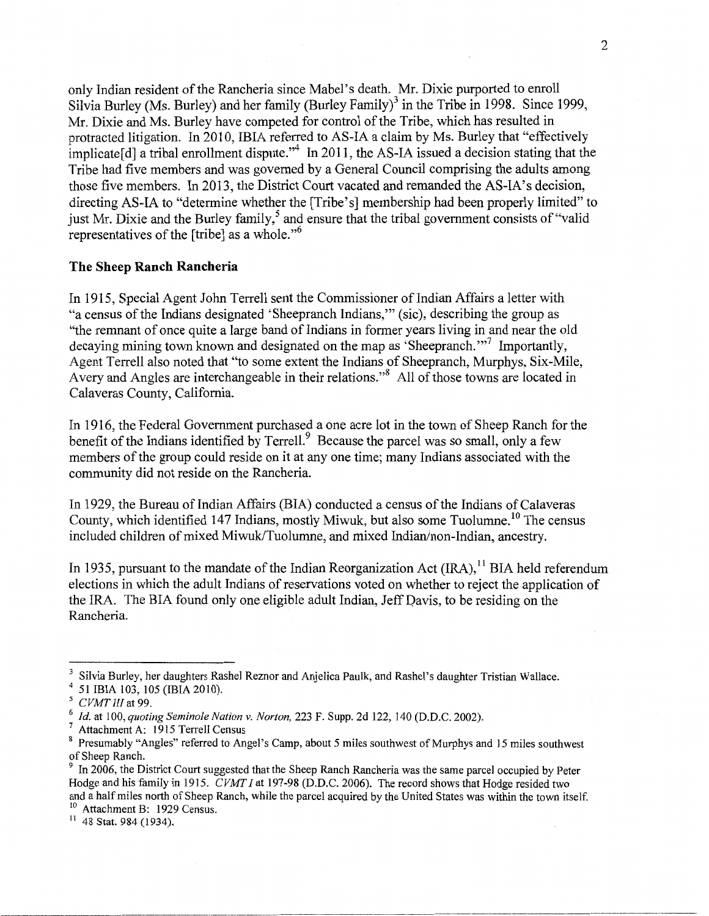only Indian resident of the Rancheria since Mabel's death. Mr. Dixie purported to enroll Silvia Burley (Ms. Burley) and her family (Burley Family)[3] in the Tribe in 1998. Since 1999, Mr. Dixie and Ms. Burley have competed for control of the Tribe, which has resulted in protracted litigation. In 2010, IBIA referred to AS-IA a claim by Ms. Burley that "effectively implicate[d] a tribal enrollment dispute."[4] In 2011, the AS-IA issued a decision stating that the Tribe had five members and was governed by a General Council comprising the adults among those five members. In 2013, the District Court vacated and remanded the AS-IA's decision, directing AS-IA to "determine whether the [Tribe's] membership had been properly limited" to just Mr. Dixie and the Burley family,[5] and ensure that the tribal government consists of "valid representatives of the [tribe] as a whole."[6]

**The Sheep Ranch Rancheria**

In 1915, Special Agent John Terrell sent the Commissioner of Indian Affairs a letter with "a census of the Indians designated 'Sheepranch Indians,'" (sic), describing the group as "the remnant of once quite a large band of Indians in former years living in and near the old decaying mining town known and designated on the map as 'Sheepranch.'"[7] Importantly, Agent Terrell also noted that "to some extent the Indians of Sheepranch, Murphys, Six-Mile, Avery and Angles are interchangeable in their relations."[8] All of those towns are located in Calaveras County, California.

In 1916, the Federal Government purchased a one acre lot in the town of Sheep Ranch for the benefit of the Indians identified by Terrell.[9] Because the parcel was so small, only a few members of the group could reside on it at any one time; many Indians associated with the community did not reside on the Rancheria.

In 1929, the Bureau of Indian Affairs (BIA) conducted a census of the Indians of Calaveras County, which identified 147 Indians, mostly Miwuk, but also some Tuolumne.[10] The census included children of mixed Miwuk/Tuolumne, and mixed Indian/non-Indian, ancestry.

In 1935, pursuant to the mandate of the Indian Reorganization Act (IRA),[11] BIA held referendum elections in which the adult Indians of reservations voted on whether to reject the application of the IRA. The BIA found only one eligible adult Indian, Jeff Davis, to be residing on the Rancheria.

---

[3] Silvia Burley, her daughters Rashel Reznor and Anjelica Paulk, and Rashel's daughter Tristian Wallace.

[4] 51 IBIA 103, 105 (IBIA 2010).

[5] *CVMT III* at 99.

[6] *Id.* at 100, *quoting Seminole Nation v. Norton,* 223 F. Supp. 2d 122, 140 (D.D.C. 2002).

[7] Attachment A: 1915 Terrell Census

[8] Presumably "Angles" referred to Angel's Camp, about 5 miles southwest of Murphys and 15 miles southwest of Sheep Ranch.

[9] In 2006, the District Court suggested that the Sheep Ranch Rancheria was the same parcel occupied by Peter Hodge and his family in 1915. *CVMT I* at 197-98 (D.D.C. 2006). The record shows that Hodge resided two and a half miles north of Sheep Ranch, while the parcel acquired by the United States was within the town itself.

[10] Attachment B: 1929 Census.

[11] 48 Stat. 984 (1934).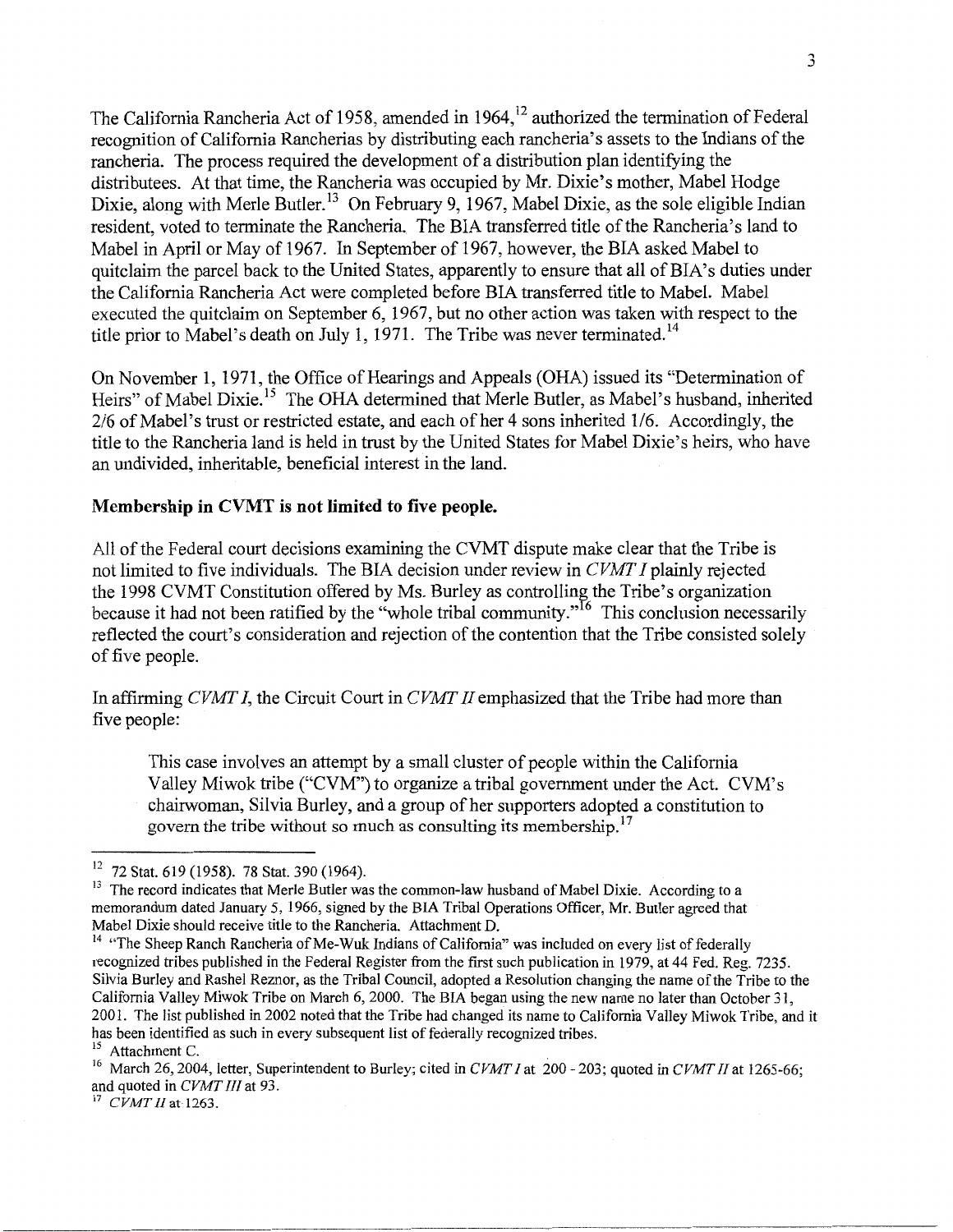The California Rancheria Act of 1958, amended in 1964,[12] authorized the termination of Federal recognition of California Rancherias by distributing each rancheria's assets to the Indians of the rancheria. The process required the development of a distribution plan identifying the distributees. At that time, the Rancheria was occupied by Mr. Dixie's mother, Mabel Hodge Dixie, along with Merle Butler.[13] On February 9, 1967, Mabel Dixie, as the sole eligible Indian resident, voted to terminate the Rancheria. The BIA transferred title of the Rancheria's land to Mabel in April or May of 1967. In September of 1967, however, the BIA asked Mabel to quitclaim the parcel back to the United States, apparently to ensure that all of BIA's duties under the California Rancheria Act were completed before BIA transferred title to Mabel. Mabel executed the quitclaim on September 6, 1967, but no other action was taken with respect to the title prior to Mabel's death on July 1, 1971. The Tribe was never terminated.[14]

On November 1, 1971, the Office of Hearings and Appeals (OHA) issued its "Determination of Heirs" of Mabel Dixie.[15] The OHA determined that Merle Butler, as Mabel's husband, inherited 2/6 of Mabel's trust or restricted estate, and each of her 4 sons inherited 1/6. Accordingly, the title to the Rancheria land is held in trust by the United States for Mabel Dixie's heirs, who have an undivided, inheritable, beneficial interest in the land.

**Membership in CVMT is not limited to five people.**

All of the Federal court decisions examining the CVMT dispute make clear that the Tribe is not limited to five individuals. The BIA decision under review in *CVMT I* plainly rejected the 1998 CVMT Constitution offered by Ms. Burley as controlling the Tribe's organization because it had not been ratified by the "whole tribal community."[16] This conclusion necessarily reflected the court's consideration and rejection of the contention that the Tribe consisted solely of five people.

In affirming *CVMT I*, the Circuit Court in *CVMT II* emphasized that the Tribe had more than five people:

> This case involves an attempt by a small cluster of people within the California Valley Miwok tribe ("CVM") to organize a tribal government under the Act. CVM's chairwoman, Silvia Burley, and a group of her supporters adopted a constitution to govern the tribe without so much as consulting its membership.[17]

---

[12] 72 Stat. 619 (1958). 78 Stat. 390 (1964).

[13] The record indicates that Merle Butler was the common-law husband of Mabel Dixie. According to a memorandum dated January 5, 1966, signed by the BIA Tribal Operations Officer, Mr. Butler agreed that Mabel Dixie should receive title to the Rancheria. Attachment D.

[14] "The Sheep Ranch Rancheria of Me-Wuk Indians of California" was included on every list of federally recognized tribes published in the Federal Register from the first such publication in 1979, at 44 Fed. Reg. 7235. Silvia Burley and Rashel Reznor, as the Tribal Council, adopted a Resolution changing the name of the Tribe to the California Valley Miwok Tribe on March 6, 2000. The BIA began using the new name no later than October 31, 2001. The list published in 2002 noted that the Tribe had changed its name to California Valley Miwok Tribe, and it has been identified as such in every subsequent list of federally recognized tribes.

[15] Attachment C.

[16] March 26, 2004, letter, Superintendent to Burley; cited in *CVMT I* at 200 - 203; quoted in *CVMT II* at 1265-66; and quoted in *CVMT III* at 93.

[17] *CVMT II* at 1263.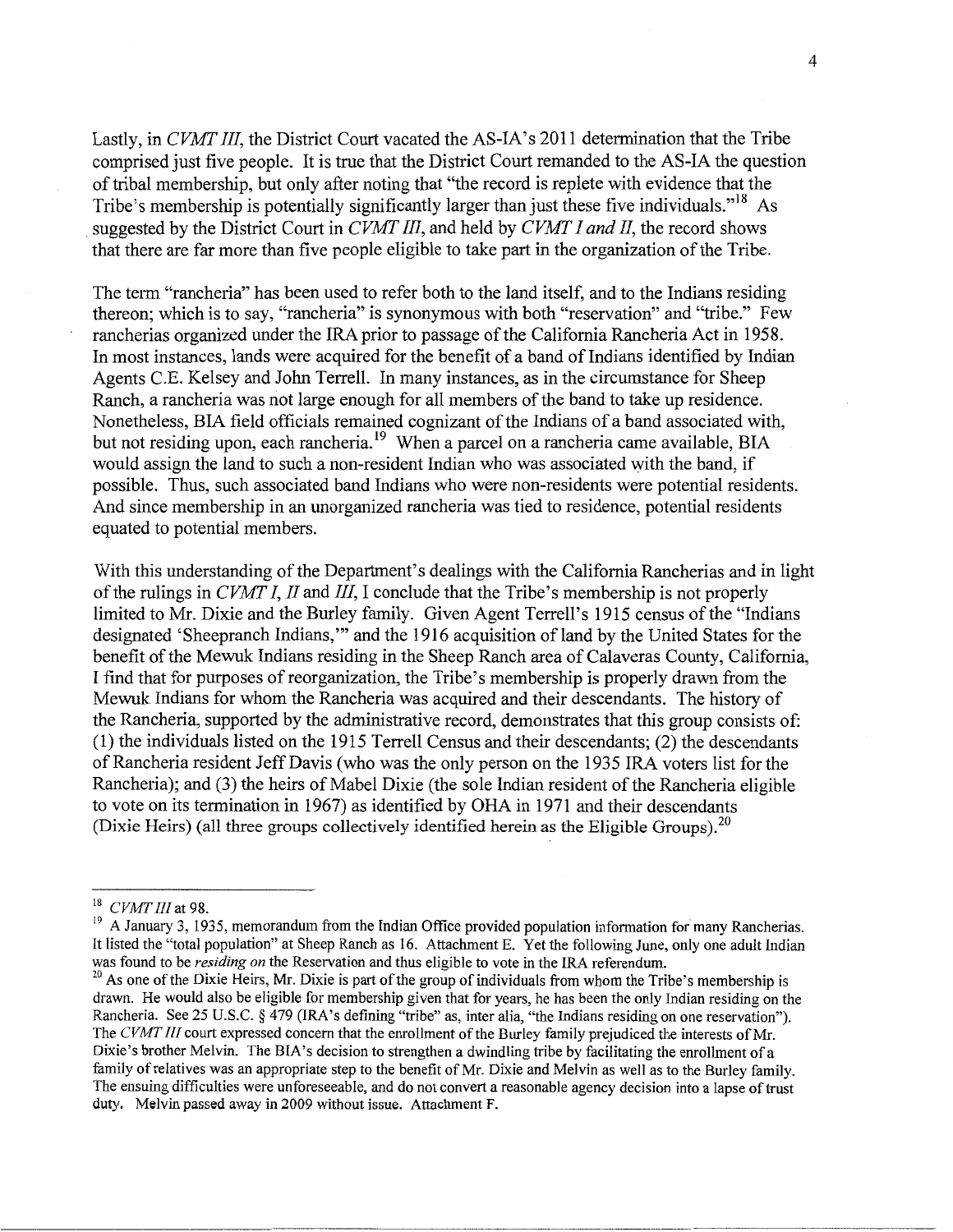Lastly, in *CVMT III*, the District Court vacated the AS-IA's 2011 determination that the Tribe comprised just five people. It is true that the District Court remanded to the AS-IA the question of tribal membership, but only after noting that "the record is replete with evidence that the Tribe's membership is potentially significantly larger than just these five individuals."[18] As suggested by the District Court in *CVMT III*, and held by *CVMT I and II*, the record shows that there are far more than five people eligible to take part in the organization of the Tribe.

The term "rancheria" has been used to refer both to the land itself, and to the Indians residing thereon; which is to say, "rancheria" is synonymous with both "reservation" and "tribe." Few rancherias organized under the IRA prior to passage of the California Rancheria Act in 1958. In most instances, lands were acquired for the benefit of a band of Indians identified by Indian Agents C.E. Kelsey and John Terrell. In many instances, as in the circumstance for Sheep Ranch, a rancheria was not large enough for all members of the band to take up residence. Nonetheless, BIA field officials remained cognizant of the Indians of a band associated with, but not residing upon, each rancheria.[19] When a parcel on a rancheria came available, BIA would assign the land to such a non-resident Indian who was associated with the band, if possible. Thus, such associated band Indians who were non-residents were potential residents. And since membership in an unorganized rancheria was tied to residence, potential residents equated to potential members.

With this understanding of the Department's dealings with the California Rancherias and in light of the rulings in *CVMT I, II* and *III*, I conclude that the Tribe's membership is not properly limited to Mr. Dixie and the Burley family. Given Agent Terrell's 1915 census of the "Indians designated 'Sheepranch Indians,'" and the 1916 acquisition of land by the United States for the benefit of the Mewuk Indians residing in the Sheep Ranch area of Calaveras County, California, I find that for purposes of reorganization, the Tribe's membership is properly drawn from the Mewuk Indians for whom the Rancheria was acquired and their descendants. The history of the Rancheria, supported by the administrative record, demonstrates that this group consists of: (1) the individuals listed on the 1915 Terrell Census and their descendants; (2) the descendants of Rancheria resident Jeff Davis (who was the only person on the 1935 IRA voters list for the Rancheria); and (3) the heirs of Mabel Dixie (the sole Indian resident of the Rancheria eligible to vote on its termination in 1967) as identified by OHA in 1971 and their descendants (Dixie Heirs) (all three groups collectively identified herein as the Eligible Groups).[20]

---

[18] *CVMT III* at 98.

[19] A January 3, 1935, memorandum from the Indian Office provided population information for many Rancherias. It listed the "total population" at Sheep Ranch as 16. Attachment E. Yet the following June, only one adult Indian was found to be *residing on* the Reservation and thus eligible to vote in the IRA referendum.

[20] As one of the Dixie Heirs, Mr. Dixie is part of the group of individuals from whom the Tribe's membership is drawn. He would also be eligible for membership given that for years, he has been the only Indian residing on the Rancheria. See 25 U.S.C. § 479 (IRA's defining "tribe" as, inter alia, "the Indians residing on one reservation"). The *CVMT III* court expressed concern that the enrollment of the Burley family prejudiced the interests of Mr. Dixie's brother Melvin. The BIA's decision to strengthen a dwindling tribe by facilitating the enrollment of a family of relatives was an appropriate step to the benefit of Mr. Dixie and Melvin as well as to the Burley family. The ensuing difficulties were unforeseeable, and do not convert a reasonable agency decision into a lapse of trust duty. Melvin passed away in 2009 without issue. Attachment F.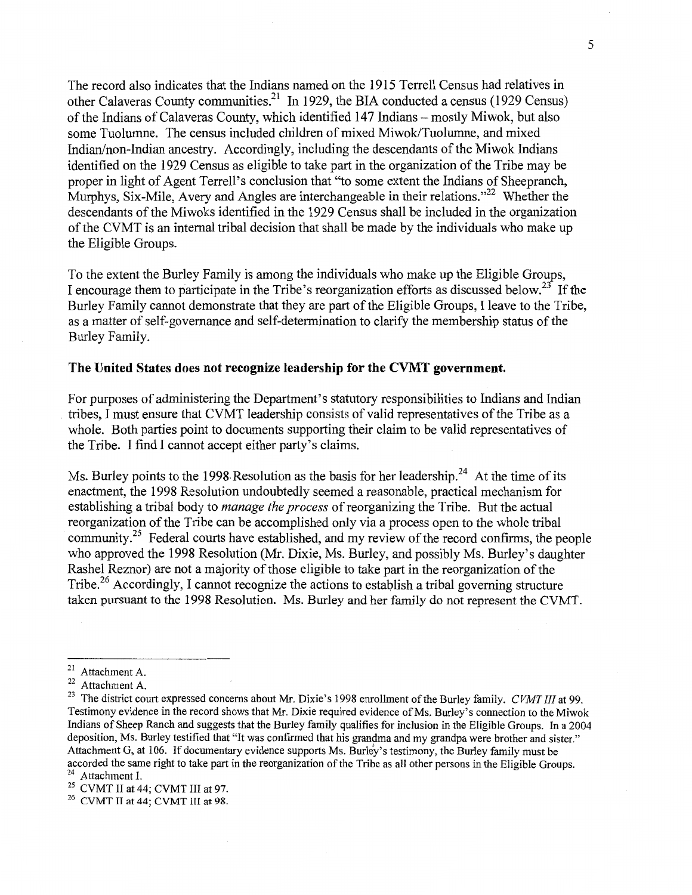The record also indicates that the Indians named on the 1915 Terrell Census had relatives in other Calaveras County communities.[21] In 1929, the BIA conducted a census (1929 Census) of the Indians of Calaveras County, which identified 147 Indians – mostly Miwok, but also some Tuolumne. The census included children of mixed Miwok/Tuolumne, and mixed Indian/non-Indian ancestry. Accordingly, including the descendants of the Miwok Indians identified on the 1929 Census as eligible to take part in the organization of the Tribe may be proper in light of Agent Terrell's conclusion that "to some extent the Indians of Sheepranch, Murphys, Six-Mile, Avery and Angles are interchangeable in their relations."[22] Whether the descendants of the Miwoks identified in the 1929 Census shall be included in the organization of the CVMT is an internal tribal decision that shall be made by the individuals who make up the Eligible Groups.

To the extent the Burley Family is among the individuals who make up the Eligible Groups, I encourage them to participate in the Tribe's reorganization efforts as discussed below.[23] If the Burley Family cannot demonstrate that they are part of the Eligible Groups, I leave to the Tribe, as a matter of self-governance and self-determination to clarify the membership status of the Burley Family.

**The United States does not recognize leadership for the CVMT government.**

For purposes of administering the Department's statutory responsibilities to Indians and Indian tribes, I must ensure that CVMT leadership consists of valid representatives of the Tribe as a whole. Both parties point to documents supporting their claim to be valid representatives of the Tribe. I find I cannot accept either party's claims.

Ms. Burley points to the 1998 Resolution as the basis for her leadership.[24] At the time of its enactment, the 1998 Resolution undoubtedly seemed a reasonable, practical mechanism for establishing a tribal body to *manage the process* of reorganizing the Tribe. But the actual reorganization of the Tribe can be accomplished only via a process open to the whole tribal community.[25] Federal courts have established, and my review of the record confirms, the people who approved the 1998 Resolution (Mr. Dixie, Ms. Burley, and possibly Ms. Burley's daughter Rashel Reznor) are not a majority of those eligible to take part in the reorganization of the Tribe.[26] Accordingly, I cannot recognize the actions to establish a tribal governing structure taken pursuant to the 1998 Resolution. Ms. Burley and her family do not represent the CVMT.

---

[21] Attachment A.

[22] Attachment A.

[23] The district court expressed concerns about Mr. Dixie's 1998 enrollment of the Burley family. *CVMT III* at 99. Testimony evidence in the record shows that Mr. Dixie required evidence of Ms. Burley's connection to the Miwok Indians of Sheep Ranch and suggests that the Burley family qualifies for inclusion in the Eligible Groups. In a 2004 deposition, Ms. Burley testified that "It was confirmed that his grandma and my grandpa were brother and sister." Attachment G, at 106. If documentary evidence supports Ms. Burley's testimony, the Burley family must be accorded the same right to take part in the reorganization of the Tribe as all other persons in the Eligible Groups.

[24] Attachment I.

[25] CVMT II at 44; CVMT III at 97.

[26] CVMT II at 44; CVMT III at 98.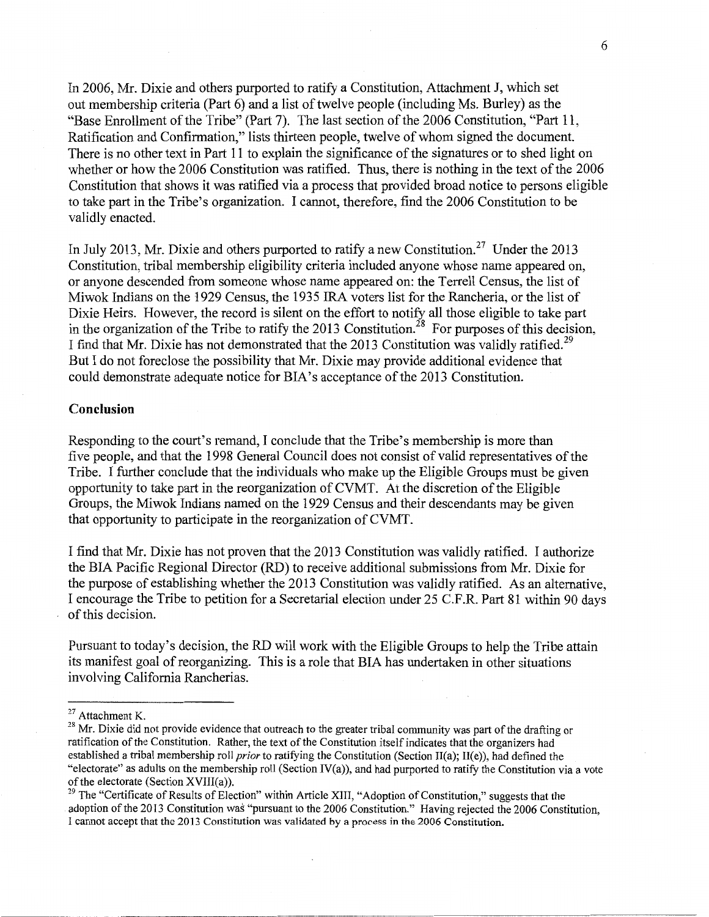In 2006, Mr. Dixie and others purported to ratify a Constitution, Attachment J, which set out membership criteria (Part 6) and a list of twelve people (including Ms. Burley) as the "Base Enrollment of the Tribe" (Part 7). The last section of the 2006 Constitution, "Part 11, Ratification and Confirmation," lists thirteen people, twelve of whom signed the document. There is no other text in Part 11 to explain the significance of the signatures or to shed light on whether or how the 2006 Constitution was ratified. Thus, there is nothing in the text of the 2006 Constitution that shows it was ratified via a process that provided broad notice to persons eligible to take part in the Tribe's organization. I cannot, therefore, find the 2006 Constitution to be validly enacted.

In July 2013, Mr. Dixie and others purported to ratify a new Constitution.[27] Under the 2013 Constitution, tribal membership eligibility criteria included anyone whose name appeared on, or anyone descended from someone whose name appeared on: the Terrell Census, the list of Miwok Indians on the 1929 Census, the 1935 IRA voters list for the Rancheria, or the list of Dixie Heirs. However, the record is silent on the effort to notify all those eligible to take part in the organization of the Tribe to ratify the 2013 Constitution.[28] For purposes of this decision, I find that Mr. Dixie has not demonstrated that the 2013 Constitution was validly ratified.[29] But I do not foreclose the possibility that Mr. Dixie may provide additional evidence that could demonstrate adequate notice for BIA's acceptance of the 2013 Constitution.

## Conclusion

Responding to the court's remand, I conclude that the Tribe's membership is more than five people, and that the 1998 General Council does not consist of valid representatives of the Tribe. I further conclude that the individuals who make up the Eligible Groups must be given opportunity to take part in the reorganization of CVMT. At the discretion of the Eligible Groups, the Miwok Indians named on the 1929 Census and their descendants may be given that opportunity to participate in the reorganization of CVMT.

I find that Mr. Dixie has not proven that the 2013 Constitution was validly ratified. I authorize the BIA Pacific Regional Director (RD) to receive additional submissions from Mr. Dixie for the purpose of establishing whether the 2013 Constitution was validly ratified. As an alternative, I encourage the Tribe to petition for a Secretarial election under 25 C.F.R. Part 81 within 90 days of this decision.

Pursuant to today's decision, the RD will work with the Eligible Groups to help the Tribe attain its manifest goal of reorganizing. This is a role that BIA has undertaken in other situations involving California Rancherias.

---

[27] Attachment K.

[28] Mr. Dixie did not provide evidence that outreach to the greater tribal community was part of the drafting or ratification of the Constitution. Rather, the text of the Constitution itself indicates that the organizers had established a tribal membership roll *prior* to ratifying the Constitution (Section II(a); II(e)), had defined the "electorate" as adults on the membership roll (Section IV(a)), and had purported to ratify the Constitution via a vote of the electorate (Section XVIII(a)).

[29] The "Certificate of Results of Election" within Article XIII, "Adoption of Constitution," suggests that the adoption of the 2013 Constitution was "pursuant to the 2006 Constitution." Having rejected the 2006 Constitution, I cannot accept that the 2013 Constitution was validated by a process in the 2006 Constitution.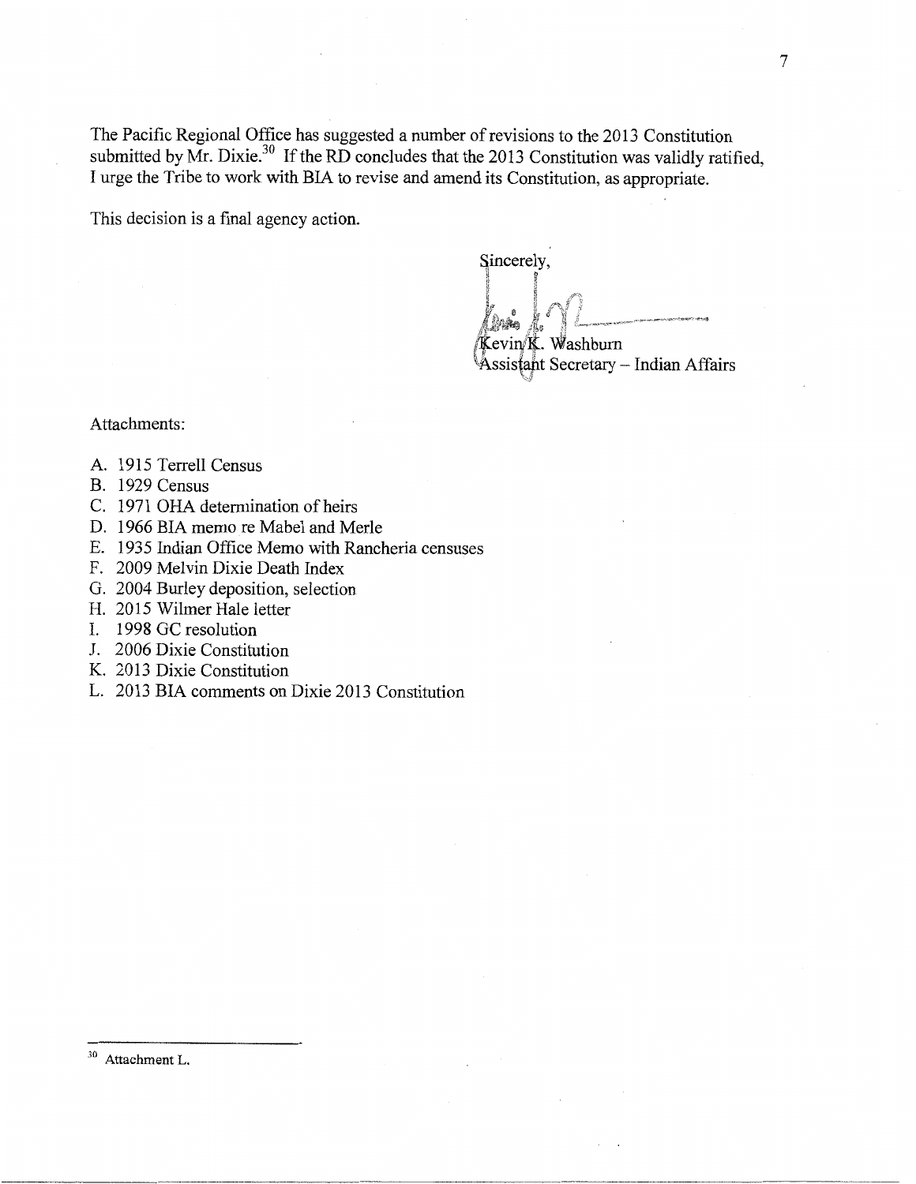The Pacific Regional Office has suggested a number of revisions to the 2013 Constitution submitted by Mr. Dixie.[30] If the RD concludes that the 2013 Constitution was validly ratified, I urge the Tribe to work with BIA to revise and amend its Constitution, as appropriate.

This decision is a final agency action.

Sincerely,

Kevin K. Washburn
Assistant Secretary – Indian Affairs

Attachments:

A. 1915 Terrell Census
B. 1929 Census
C. 1971 OHA determination of heirs
D. 1966 BIA memo re Mabel and Merle
E. 1935 Indian Office Memo with Rancheria censuses
F. 2009 Melvin Dixie Death Index
G. 2004 Burley deposition, selection
H. 2015 Wilmer Hale letter
I. 1998 GC resolution
J. 2006 Dixie Constitution
K. 2013 Dixie Constitution
L. 2013 BIA comments on Dixie 2013 Constitution

---

[30] Attachment L.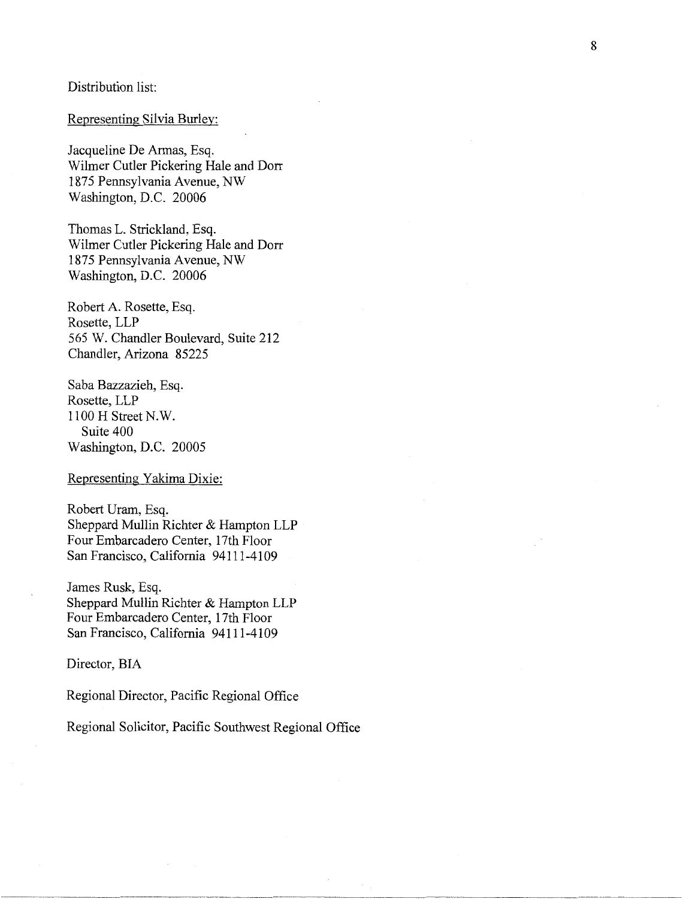Distribution list:

Representing Silvia Burley:

Jacqueline De Armas, Esq.
Wilmer Cutler Pickering Hale and Dorr
1875 Pennsylvania Avenue, NW
Washington, D.C. 20006

Thomas L. Strickland, Esq.
Wilmer Cutler Pickering Hale and Dorr
1875 Pennsylvania Avenue, NW
Washington, D.C. 20006

Robert A. Rosette, Esq.
Rosette, LLP
565 W. Chandler Boulevard, Suite 212
Chandler, Arizona 85225

Saba Bazzazieh, Esq.
Rosette, LLP
1100 H Street N.W.
Suite 400
Washington, D.C. 20005

Representing Yakima Dixie:

Robert Uram, Esq.
Sheppard Mullin Richter & Hampton LLP
Four Embarcadero Center, 17th Floor
San Francisco, California 94111-4109

James Rusk, Esq.
Sheppard Mullin Richter & Hampton LLP
Four Embarcadero Center, 17th Floor
San Francisco, California 94111-4109

Director, BIA

Regional Director, Pacific Regional Office

Regional Solicitor, Pacific Southwest Regional Office